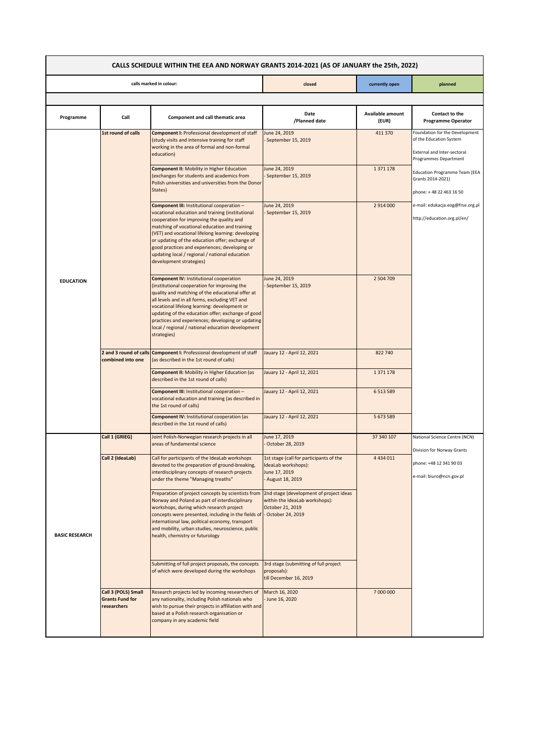# CALLS SCHEDULE WITHIN THE EEA AND NORWAY GRANTS 2014-2021 (AS OF JANUARY the 25th, 2022)

| calls marked in colour: | closed | currently open | planned |
|---|---|---|---|

| Programme | Call | Component and call thematic area | Date /Planned date | Available amount (EUR) | Contact to the Programme Operator |
|---|---|---|---|---|---|
| EDUCATION | 1st round of calls | **Component I:** Professional development of staff (study visits and intensive training for staff working in the area of formal and non-formal education) | June 24, 2019 - September 15, 2019 | 411 370 | Foundation for the Development of the Education System<br><br>External and Inter-sectoral Programmes Department<br><br>Education Programme Team (EEA Grants 2014-2021)<br><br>phone: + 48 22 463 16 50<br><br>e-mail: edukacja.eog@frse.org.pl<br><br>http://education.org.pl/en/ |
| | | **Component II:** Mobility in Higher Education (exchanges for students and academics from Polish universities and universities from the Donor States) | June 24, 2019 - September 15, 2019 | 1 371 178 | |
| | | **Component III:** Institutional cooperation – vocational education and training (institutional cooperation for improving the quality and matching of vocational education and training (VET) and vocational lifelong learning: developing or updating of the education offer; exchange of good practices and experiences; developing or updating local / regional / national education development strategies) | June 24, 2019 - September 15, 2019 | 2 914 000 | |
| | | **Component IV:** Institutional cooperation (institutional cooperation for improving the quality and matching of the educational offer at all levels and in all forms, excluding VET and vocational lifelong learning: development or updating of the education offer; exchange of good practices and experiences; developing or updating local / regional / national education development strategies) | June 24, 2019 - September 15, 2019 | 2 504 709 | |
| | 2 and 3 round of calls combined into one | **Component I:** Professional development of staff (as described in the 1st round of calls) | Jauary 12 - April 12, 2021 | 822 740 | |
| | | **Component II:** Mobility in Higher Education (as described in the 1st round of calls) | Jauary 12 - April 12, 2021 | 1 371 178 | |
| | | **Component III:** Institutional cooperation – vocational education and training (as described in the 1st round of calls) | Jauary 12 - April 12, 2021 | 6 513 589 | |
| | | **Component IV:** Institutional cooperation (as described in the 1st round of calls) | Jauary 12 - April 12, 2021 | 5 673 589 | |
| BASIC RESEARCH | Call 1 (GRIEG) | Joint Polish-Norwegian research projects in all areas of fundamental science | June 17, 2019 - October 28, 2019 | 37 340 107 | National Science Centre (NCN)<br><br>Division for Norway Grants<br><br>phone: +48 12 341 90 03<br><br>e-mail: biuro@ncn.gov.pl |
| | Call 2 (IdeaLab) | Call for participants of the IdeaLab workshops devoted to the preparation of ground-breaking, interdisciplinary concepts of research projects under the theme "Managing treaths" | 1st stage (call for participants of the IdeaLab workshops): June 17, 2019 - August 18, 2019 | 4 434 011 | |
| | | Preparation of project concepts by scientists from Norway and Poland as part of interdisciplinary workshops, during which research project concepts were presented, including in the fields of international law, political economy, transport and mobility, urban studies, neuroscience, public health, chemistry or futurology | 2nd stage (development of project ideas within the IdeaLab workshops): October 21, 2019 - October 24, 2019 | | |
| | | Submitting of full project proposals, the concepts of which were developed during the workshops | 3rd stage (submitting of full project proposals): till December 16, 2019 | | |
| | Call 3 (POLS) Small Grants Fund for researchers | Research projects led by incoming researchers of any nationality, including Polish nationals who wish to pursue their projects in affiliation with and based at a Polish research organisation or company in any academic field | March 16, 2020 - June 16, 2020 | 7 000 000 | |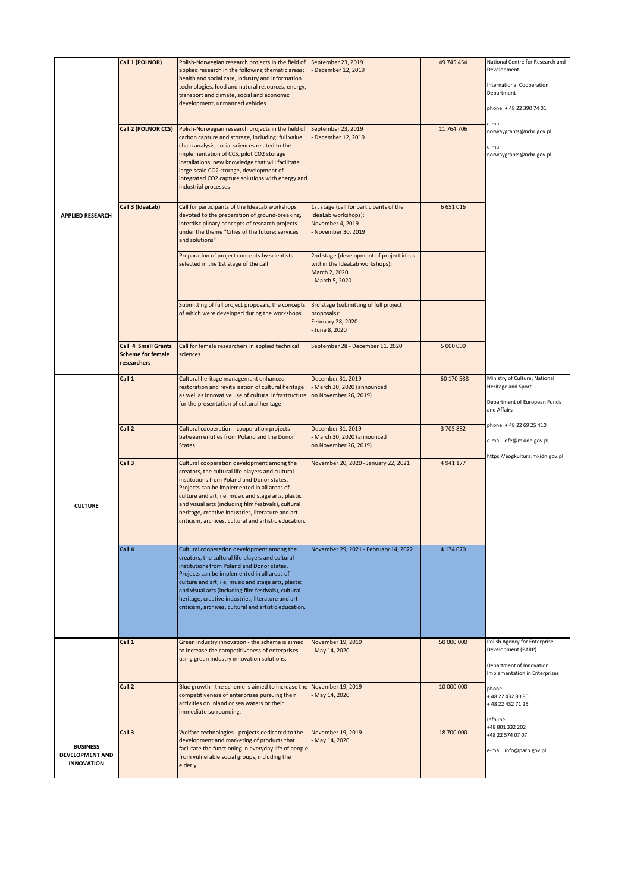| | | | | | |
|---|---|---|---|---|---|
| **APPLIED RESEARCH** | **Call 1 (POLNOR)** | Polish-Norwegian research projects in the field of applied research in the following thematic areas: health and social care, industry and information technologies, food and natural resources, energy, transport and climate, social and economic development, unmanned vehicles | September 23, 2019 - December 12, 2019 | 49 745 454 | National Centre for Research and Development<br><br>International Cooperation Department<br><br>phone: + 48 22 390 74 01<br><br>e-mail: norwaygrants@ncbr.gov.pl<br><br>e-mail: norwaygrants@ncbr.gov.pl |
| | **Call 2 (POLNOR CCS)** | Polish-Norwegian research projects in the field of carbon capture and storage, including: full value chain analysis, social sciences related to the implementation of CCS, pilot CO2 storage installations, new knowledge that will facilitate large-scale CO2 storage, development of integrated CO2 capture solutions with energy and industrial processes | September 23, 2019 - December 12, 2019 | 11 764 706 | |
| | **Call 3 (IdeaLab)** | Call for participants of the IdeaLab workshops devoted to the preparation of ground-breaking, interdisciplinary concepts of research projects under the theme "Cities of the future: services and solutions" | 1st stage (call for participants of the IdeaLab workshops): November 4, 2019 - November 30, 2019 | 6 651 016 | |
| | | Preparation of project concepts by scientists selected in the 1st stage of the call | 2nd stage (development of project ideas within the IdeaLab workshops): March 2, 2020 - March 5, 2020 | | |
| | | Submitting of full project proposals, the concepts of which were developed during the workshops | 3rd stage (submitting of full project proposals): February 28, 2020 - June 8, 2020 | | |
| | **Call 4 Small Grants Scheme for female researchers** | Call for female researchers in applied technical sciences | September 28 - December 11, 2020 | 5 000 000 | |
| **CULTURE** | **Call 1** | Cultural heritage management enhanced - restoration and revitalization of cultural heritage as well as innovative use of cultural infrastructure for the presentation of cultural heritage | December 31, 2019 - March 30, 2020 (announced on November 26, 2019) | 60 170 588 | Ministry of Culture, National Heritage and Sport<br><br>Department of European Funds and Affairs<br><br>phone: + 48 22 69 25 410<br><br>e-mail: dfe@mkidn.gov.pl<br><br>https://eogkultura.mkidn.gov.pl |
| | **Call 2** | Cultural cooperation - cooperation projects between entities from Poland and the Donor States | December 31, 2019 - March 30, 2020 (announced on November 26, 2019) | 3 705 882 | |
| | **Call 3** | Cultural cooperation development among the creators, the cultural life players and cultural institutions from Poland and Donor states. Projects can be implemented in all areas of culture and art, i.e. music and stage arts, plastic and visual arts (including film festivals), cultural heritage, creative industries, literature and art criticism, archives, cultural and artistic education. | November 20, 2020 - January 22, 2021 | 4 941 177 | |
| | **Call 4** | Cultural cooperation development among the creators, the cultural life players and cultural institutions from Poland and Donor states. Projects can be implemented in all areas of culture and art, i.e. music and stage arts, plastic and visual arts (including film festivals), cultural heritage, creative industries, literature and art criticism, archives, cultural and artistic education. | November 29, 2021 - February 14, 2022 | 4 174 070 | |
| **BUSINESS DEVELOPMENT AND INNOVATION** | **Call 1** | Green industry innovation - the scheme is aimed to increase the competitiveness of enterprises using green industry innovation solutions. | November 19, 2019 - May 14, 2020 | 50 000 000 | Polish Agency for Enterprise Development (PARP)<br><br>Department of Innovation Implementation in Enterprises<br><br>phone:<br>+ 48 22 432 80 80<br>+ 48 22 432 71 25<br><br>Infoline:<br>+48 801 332 202<br>+48 22 574 07 07<br><br>e-mail: info@parp.gov.pl |
| | **Call 2** | Blue growth - the scheme is aimed to increase the competitiveness of enterprises pursuing their activities on inland or sea waters or their immediate surrounding. | November 19, 2019 - May 14, 2020 | 10 000 000 | |
| | **Call 3** | Welfare technologies - projects dedicated to the development and marketing of products that facilitate the functioning in everyday life of people from vulnerable social groups, including the elderly. | November 19, 2019 - May 14, 2020 | 18 700 000 | |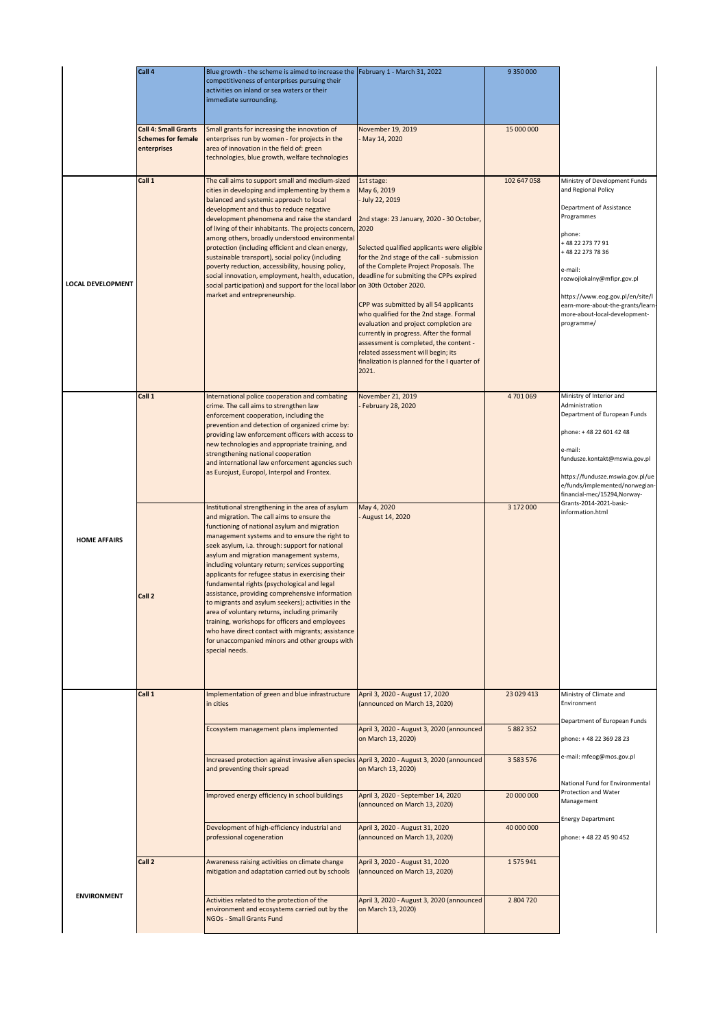| | | | | | |
|---|---|---|---|---|---|
| | **Call 4** | Blue growth - the scheme is aimed to increase the competitiveness of enterprises pursuing their activities on inland or sea waters or their immediate surrounding. | February 1 - March 31, 2022 | 9 350 000 | |
| | **Call 4: Small Grants Schemes for female enterprises** | Small grants for increasing the innovation of enterprises run by women - for projects in the area of innovation in the field of: green technologies, blue growth, welfare technologies | November 19, 2019 - May 14, 2020 | 15 000 000 | |
| **LOCAL DEVELOPMENT** | **Call 1** | The call aims to support small and medium-sized cities in developing and implementing by them a balanced and systemic approach to local development and thus to reduce negative development phenomena and raise the standard of living of their inhabitants. The projects concern, among others, broadly understood environmental protection (including efficient and clean energy, sustainable transport), social policy (including poverty reduction, accessibility, housing policy, social innovation, employment, health, education, social participation) and support for the local labor market and entrepreneurship. | 1st stage: May 6, 2019 - July 22, 2019<br><br>2nd stage: 23 January, 2020 - 30 October, 2020<br><br>Selected qualified applicants were eligible for the 2nd stage of the call - submission of the Complete Project Proposals. The deadline for submitting the CPPs expired on 30th October 2020.<br><br>CPP was submitted by all 54 applicants who qualified for the 2nd stage. Formal evaluation and project completion are currently in progress. After the formal assessment is completed, the content - related assessment will begin; its finalization is planned for the I quarter of 2021. | 102 647 058 | Ministry of Development Funds and Regional Policy<br><br>Department of Assistance Programmes<br><br>phone:<br>+ 48 22 273 77 91<br>+ 48 22 273 78 36<br><br>e-mail:<br>rozwojlokalny@mfipr.gov.pl<br><br>https://www.eog.gov.pl/en/site/learn-more-about-the-grants/learn-more-about-local-development-programme/ |
| **HOME AFFAIRS** | **Call 1** | International police cooperation and combating crime. The call aims to strengthen law enforcement cooperation, including the prevention and detection of organized crime by: providing law enforcement officers with access to new technologies and appropriate training, and strengthening national cooperation and international law enforcement agencies such as Eurojust, Europol, Interpol and Frontex. | November 21, 2019 - February 28, 2020 | 4 701 069 | Ministry of Interior and Administration<br>Department of European Funds<br><br>phone: + 48 22 601 42 48<br><br>e-mail:<br>fundusze.kontakt@mswia.gov.pl<br><br>https://fundusze.mswia.gov.pl/ue/funds/implemented/norwegian-financial-mec/15294,Norway-Grants-2014-2021-basic-information.html |
| | **Call 2** | Institutional strengthening in the area of asylum and migration. The call aims to ensure the functioning of national asylum and migration management systems and to ensure the right to seek asylum, i.a. through: support for national asylum and migration management systems, including voluntary return; services supporting applicants for refugee status in exercising their fundamental rights (psychological and legal assistance, providing comprehensive information to migrants and asylum seekers); activities in the area of voluntary returns, including primarily training, workshops for officers and employees who have direct contact with migrants; assistance for unaccompanied minors and other groups with special needs. | May 4, 2020 - August 14, 2020 | 3 172 000 | |
| **ENVIRONMENT** | **Call 1** | Implementation of green and blue infrastructure in cities | April 3, 2020 - August 17, 2020 (announced on March 13, 2020) | 23 029 413 | Ministry of Climate and Environment<br><br>Department of European Funds<br><br>phone: + 48 22 369 28 23<br><br>e-mail: mfeog@mos.gov.pl<br><br>National Fund for Environmental Protection and Water Management<br><br>Energy Department<br><br>phone: + 48 22 45 90 452 |
| | | Ecosystem management plans implemented | April 3, 2020 - August 3, 2020 (announced on March 13, 2020) | 5 882 352 | |
| | | Increased protection against invasive alien species and preventing their spread | April 3, 2020 - August 3, 2020 (announced on March 13, 2020) | 3 583 576 | |
| | | Improved energy efficiency in school buildings | April 3, 2020 - September 14, 2020 (announced on March 13, 2020) | 20 000 000 | |
| | | Development of high-efficiency industrial and professional cogeneration | April 3, 2020 - August 31, 2020 (announced on March 13, 2020) | 40 000 000 | |
| | **Call 2** | Awareness raising activities on climate change mitigation and adaptation carried out by schools | April 3, 2020 - August 31, 2020 (announced on March 13, 2020) | 1 575 941 | |
| | | Activities related to the protection of the environment and ecosystems carried out by the NGOs - Small Grants Fund | April 3, 2020 - August 3, 2020 (announced on March 13, 2020) | 2 804 720 | |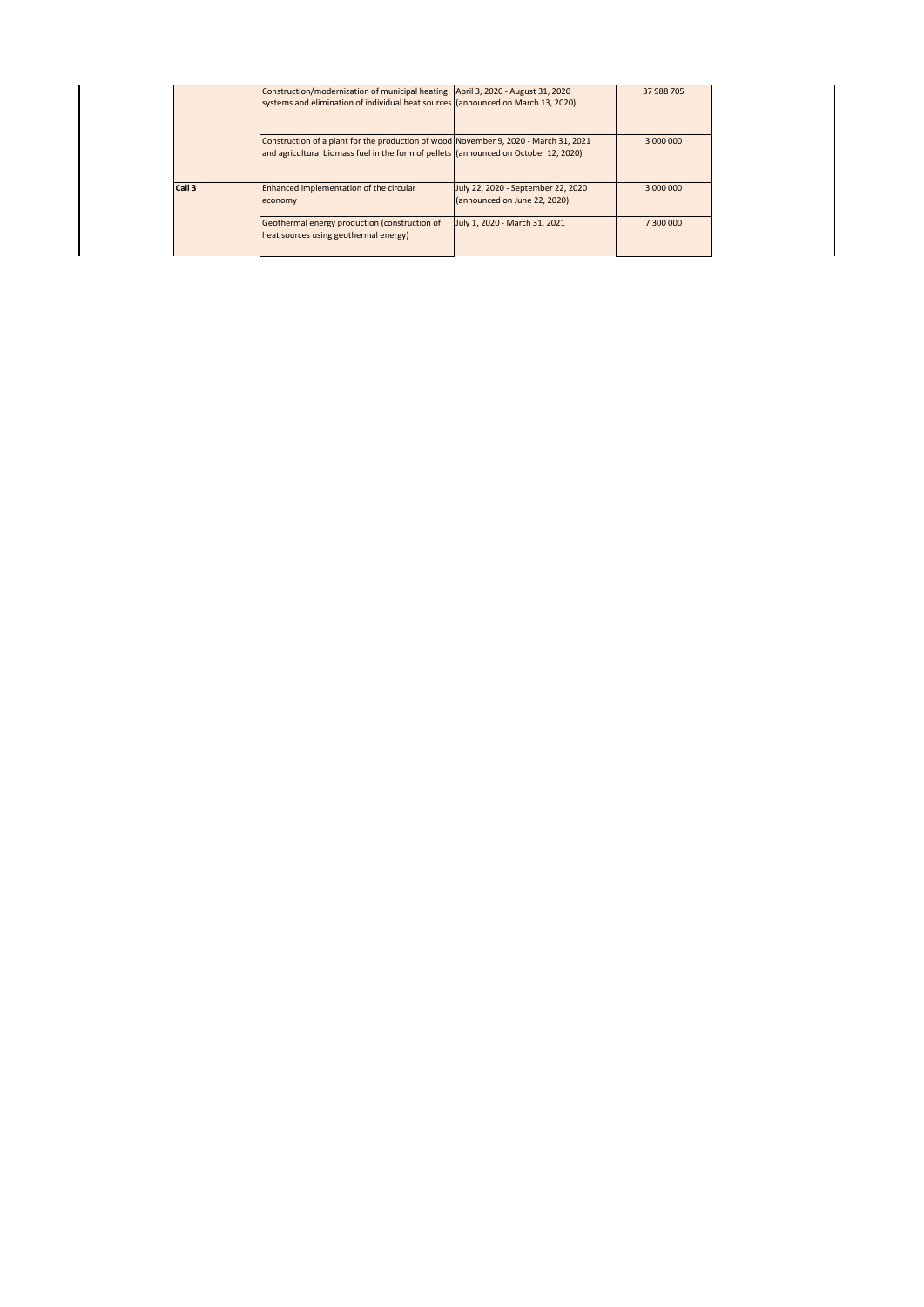| | | | |
|---|---|---|---|
| | Construction/modernization of municipal heating systems and elimination of individual heat sources | April 3, 2020 - August 31, 2020 (announced on March 13, 2020) | 37 988 705 |
| | Construction of a plant for the production of wood and agricultural biomass fuel in the form of pellets | November 9, 2020 - March 31, 2021 (announced on October 12, 2020) | 3 000 000 |
| **Call 3** | Enhanced implementation of the circular economy | July 22, 2020 - September 22, 2020 (announced on June 22, 2020) | 3 000 000 |
| | Geothermal energy production (construction of heat sources using geothermal energy) | July 1, 2020 - March 31, 2021 | 7 300 000 |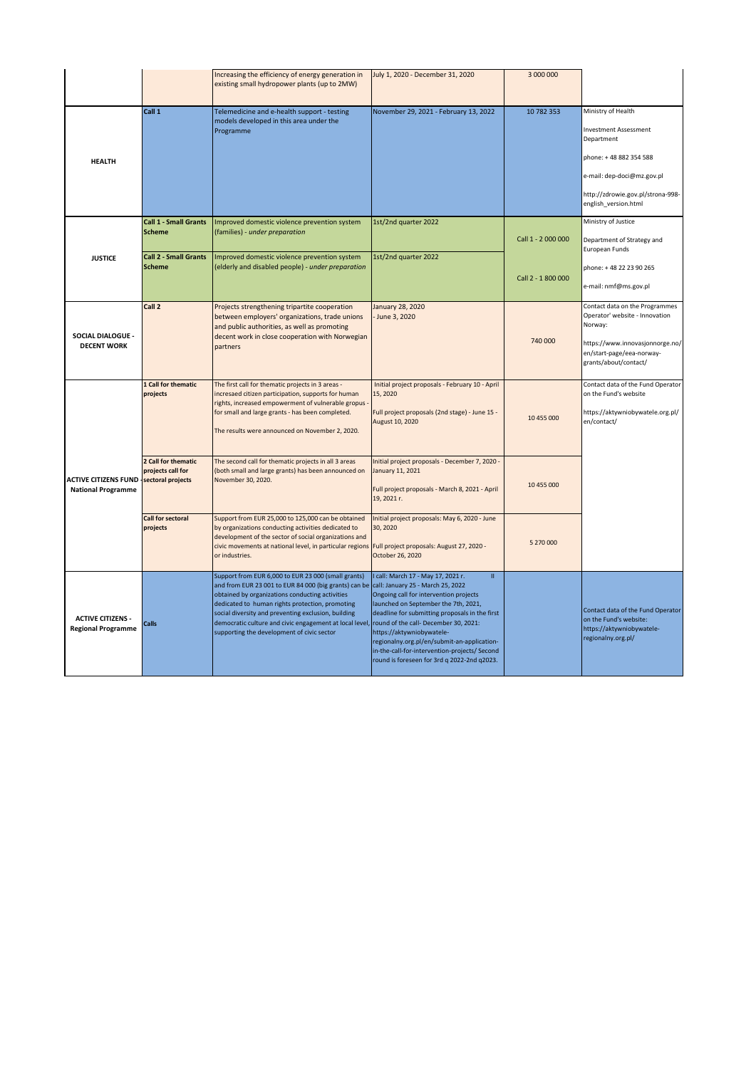| | | | | | |
|---|---|---|---|---|---|
| | | Increasing the efficiency of energy generation in existing small hydropower plants (up to 2MW) | July 1, 2020 - December 31, 2020 | 3 000 000 | |
| **HEALTH** | **Call 1** | Telemedicine and e-health support - testing models developed in this area under the Programme | November 29, 2021 - February 13, 2022 | 10 782 353 | Ministry of Health<br><br>Investment Assessment Department<br><br>phone: + 48 882 354 588<br><br>e-mail: dep-doci@mz.gov.pl<br><br>http://zdrowie.gov.pl/strona-998-english_version.html |
| **JUSTICE** | **Call 1 - Small Grants Scheme** | Improved domestic violence prevention system (families) - *under preparation* | 1st/2nd quarter 2022 | Call 1 - 2 000 000 | Ministry of Justice<br><br>Department of Strategy and European Funds<br><br>phone: + 48 22 23 90 265<br><br>e-mail: nmf@ms.gov.pl |
| | **Call 2 - Small Grants Scheme** | Improved domestic violence prevention system (elderly and disabled people) - *under preparation* | 1st/2nd quarter 2022 | Call 2 - 1 800 000 | |
| **SOCIAL DIALOGUE - DECENT WORK** | **Call 2** | Projects strengthening tripartite cooperation between employers' organizations, trade unions and public authorities, as well as promoting decent work in close cooperation with Norwegian partners | January 28, 2020 - June 3, 2020 | 740 000 | Contact data on the Programmes Operator' website - Innovation Norway:<br><br>https://www.innovasjonnorge.no/en/start-page/eea-norway-grants/about/contact/ |
| **ACTIVE CITIZENS FUND - National Programme** | **1 Call for thematic projects** | The first call for thematic projects in 3 areas - incresaed citizen participation, supports for human rights, increased empowerment of vulnerable gropus - for small and large grants - has been completed.<br><br>The results were announced on November 2, 2020. | Initial project proposals - February 10 - April 15, 2020<br><br>Full project proposals (2nd stage) - June 15 - August 10, 2020 | 10 455 000 | Contact data of the Fund Operator on the Fund's website<br><br>https://aktywniobywatele.org.pl/en/contact/ |
| | **2 Call for thematic projects call for sectoral projects** | The second call for thematic projects in all 3 areas (both small and large grants) has been announced on November 30, 2020. | Initial project proposals - December 7, 2020 - January 11, 2021<br><br>Full project proposals - March 8, 2021 - April 19, 2021 r. | 10 455 000 | |
| | **Call for sectoral projects** | Support from EUR 25,000 to 125,000 can be obtained by organizations conducting activities dedicated to development of the sector of social organizations and civic movements at national level, in particular regions or industries. | Initial project proposals: May 6, 2020 - June 30, 2020<br><br>Full project proposals: August 27, 2020 - October 26, 2020 | 5 270 000 | |
| **ACTIVE CITIZENS - Regional Programme** | **Calls** | Support from EUR 6,000 to EUR 23 000 (small grants) and from EUR 23 001 to EUR 84 000 (big grants) can be obtained by organizations conducting activities dedicated to human rights protection, promoting social diversity and preventing exclusion, building democratic culture and civic engagement at local level, supporting the development of civic sector | I call: March 17 - May 17, 2021 r. II call: January 25 - March 25, 2022<br>Ongoing call for intervention projects launched on September the 7th, 2021, deadline for submitting proposals in the first round of the call- December 30, 2021: https://aktywniobywatele-regionalny.org.pl/en/submit-an-application-in-the-call-for-intervention-projects/ Second round is foreseen for 3rd q 2022-2nd q2023. | | Contact data of the Fund Operator on the Fund's website: https://aktywniobywatele-regionalny.org.pl/ |